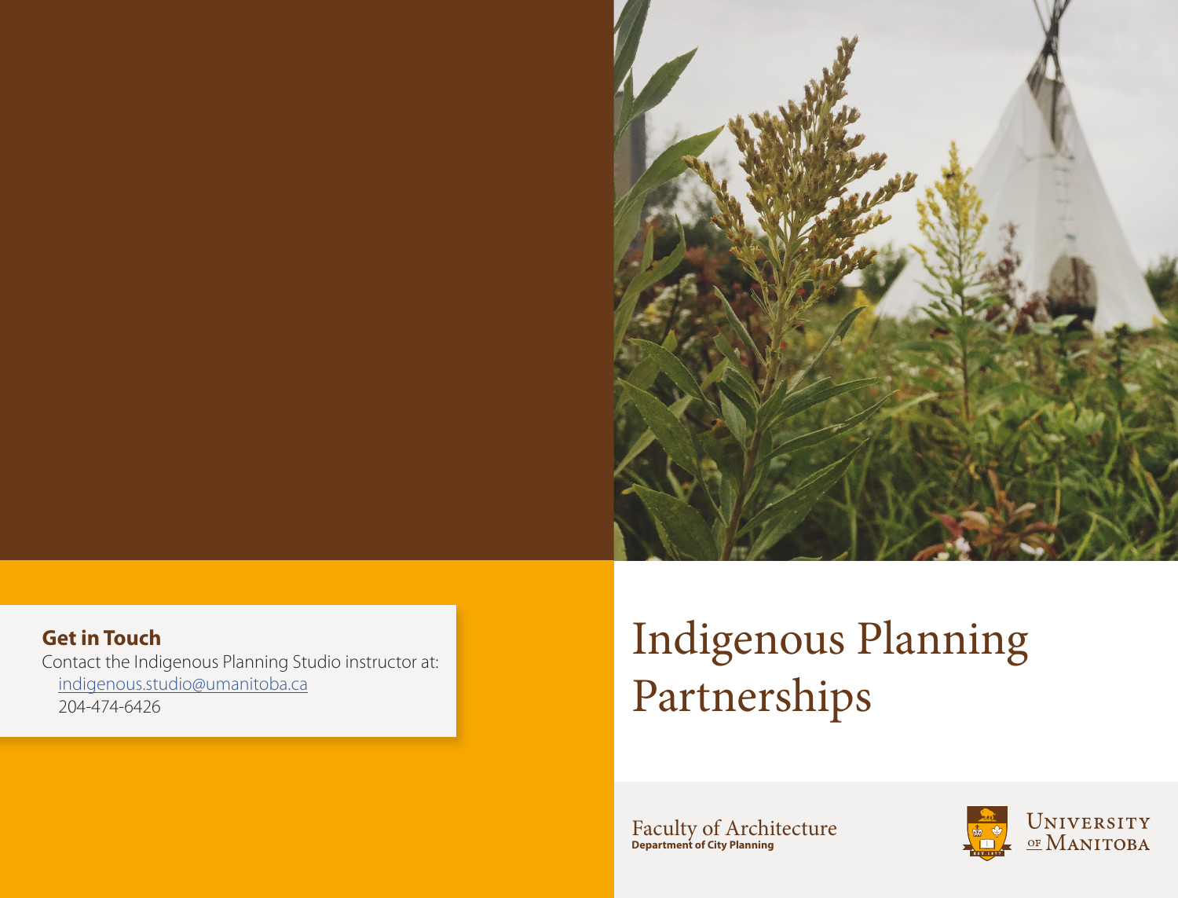# Indigenous Planning Partnerships

Faculty of Architecture
**Department of City Planning**

University of Manitoba

## Get in Touch

Contact the Indigenous Planning Studio instructor at:

indigenous.studio@umanitoba.ca
204-474-6426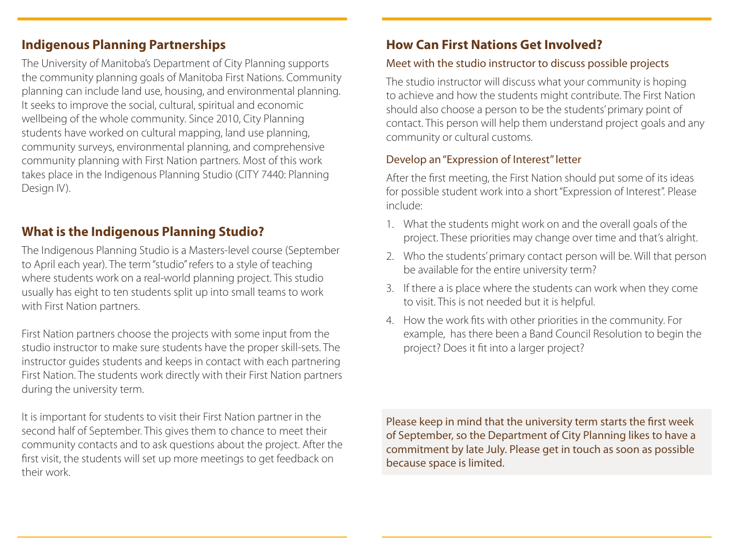## Indigenous Planning Partnerships

The University of Manitoba's Department of City Planning supports the community planning goals of Manitoba First Nations. Community planning can include land use, housing, and environmental planning. It seeks to improve the social, cultural, spiritual and economic wellbeing of the whole community. Since 2010, City Planning students have worked on cultural mapping, land use planning, community surveys, environmental planning, and comprehensive community planning with First Nation partners. Most of this work takes place in the Indigenous Planning Studio (CITY 7440: Planning Design IV).

## What is the Indigenous Planning Studio?

The Indigenous Planning Studio is a Masters-level course (September to April each year). The term "studio" refers to a style of teaching where students work on a real-world planning project. This studio usually has eight to ten students split up into small teams to work with First Nation partners.

First Nation partners choose the projects with some input from the studio instructor to make sure students have the proper skill-sets. The instructor guides students and keeps in contact with each partnering First Nation. The students work directly with their First Nation partners during the university term.

It is important for students to visit their First Nation partner in the second half of September. This gives them to chance to meet their community contacts and to ask questions about the project. After the first visit, the students will set up more meetings to get feedback on their work.

## How Can First Nations Get Involved?

### Meet with the studio instructor to discuss possible projects

The studio instructor will discuss what your community is hoping to achieve and how the students might contribute. The First Nation should also choose a person to be the students' primary point of contact. This person will help them understand project goals and any community or cultural customs.

### Develop an "Expression of Interest" letter

After the first meeting, the First Nation should put some of its ideas for possible student work into a short "Expression of Interest". Please include:

1. What the students might work on and the overall goals of the project. These priorities may change over time and that's alright.
2. Who the students' primary contact person will be. Will that person be available for the entire university term?
3. If there a is place where the students can work when they come to visit. This is not needed but it is helpful.
4. How the work fits with other priorities in the community. For example, has there been a Band Council Resolution to begin the project? Does it fit into a larger project?

Please keep in mind that the university term starts the first week of September, so the Department of City Planning likes to have a commitment by late July. Please get in touch as soon as possible because space is limited.